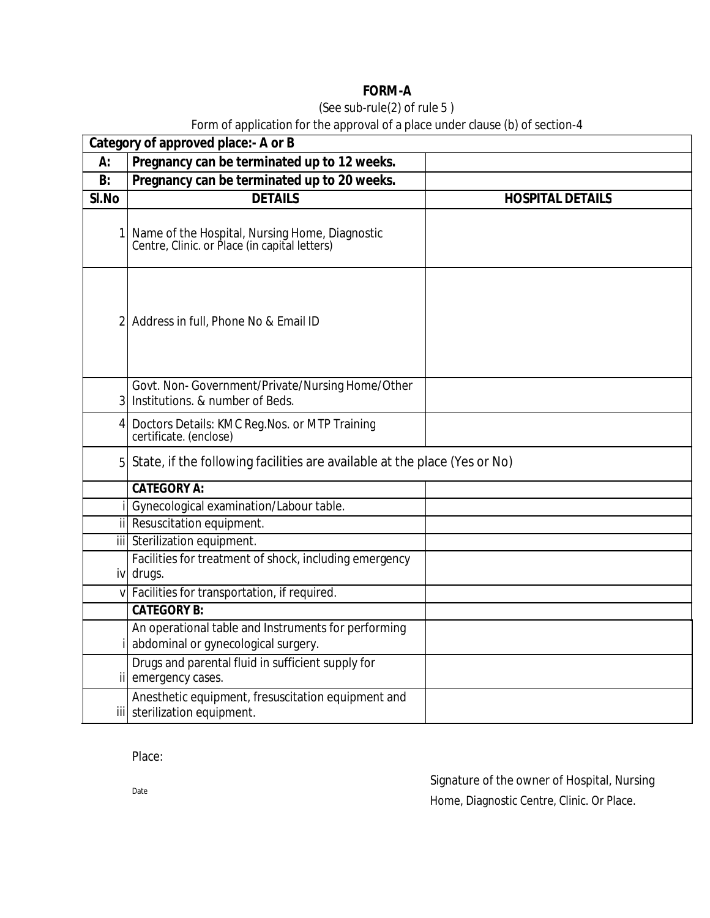# FORM-A

(See sub-rule(2) of rule 5 )

Form of application for the approval of a place under clause (b) of section-4

| **Category of approved place:- A or B** | | |
|---|---|---|
| **A:** | **Pregnancy can be terminated up to 12 weeks.** | |
| **B:** | **Pregnancy can be terminated up to 20 weeks.** | |
| **Sl.No** | **DETAILS** | **HOSPITAL DETAILS** |
| 1 | Name of the Hospital, Nursing Home, Diagnostic Centre, Clinic. or Place (in capital letters) | |
| 2 | Address in full, Phone No & Email ID | |
| 3 | Govt. Non- Government/Private/Nursing Home/Other Institutions. & number of Beds. | |
| 4 | Doctors Details: KMC Reg.Nos. or MTP Training certificate. (enclose) | |
| 5 | State, if the following facilities are available at the place (Yes or No) | |
| | **CATEGORY A:** | |
| i | Gynecological examination/Labour table. | |
| ii | Resuscitation equipment. | |
| iii | Sterilization equipment. | |
| iv | Facilities for treatment of shock, including emergency drugs. | |
| v | Facilities for transportation, if required. | |
| | **CATEGORY B:** | |
| i | An operational table and Instruments for performing abdominal or gynecological surgery. | |
| ii | Drugs and parental fluid in sufficient supply for emergency cases. | |
| iii | Anesthetic equipment, fresuscitation equipment and sterilization equipment. | |

Place:

Date

Signature of the owner of Hospital, Nursing Home, Diagnostic Centre, Clinic. Or Place.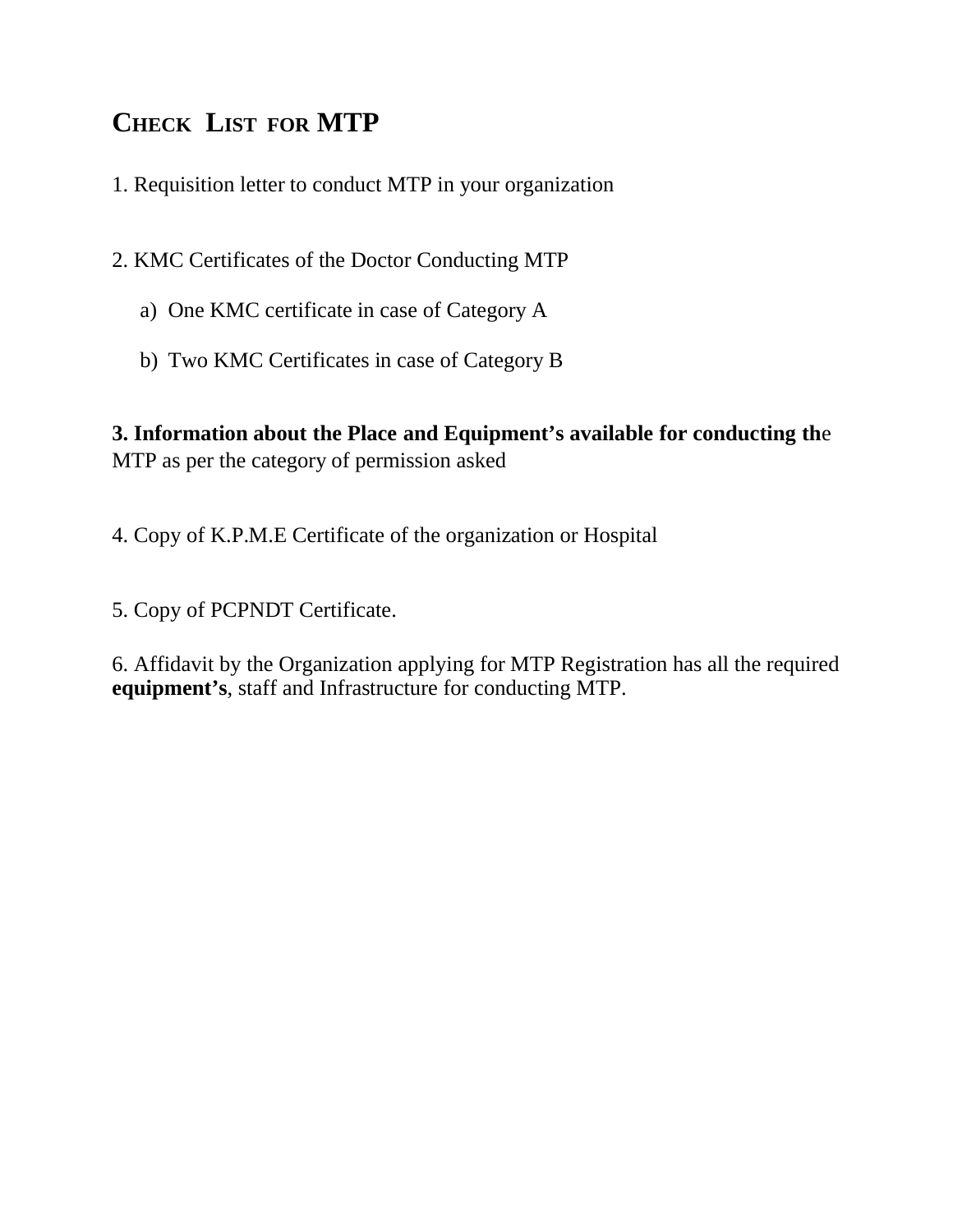# CHECK LIST FOR MTP

1. Requisition letter to conduct MTP in your organization

2. KMC Certificates of the Doctor Conducting MTP

   a) One KMC certificate in case of Category A

   b) Two KMC Certificates in case of Category B

**3. Information about the Place and Equipment's available for conducting th**e MTP as per the category of permission asked

4. Copy of K.P.M.E Certificate of the organization or Hospital

5. Copy of PCPNDT Certificate.

6. Affidavit by the Organization applying for MTP Registration has all the required **equipment's**, staff and Infrastructure for conducting MTP.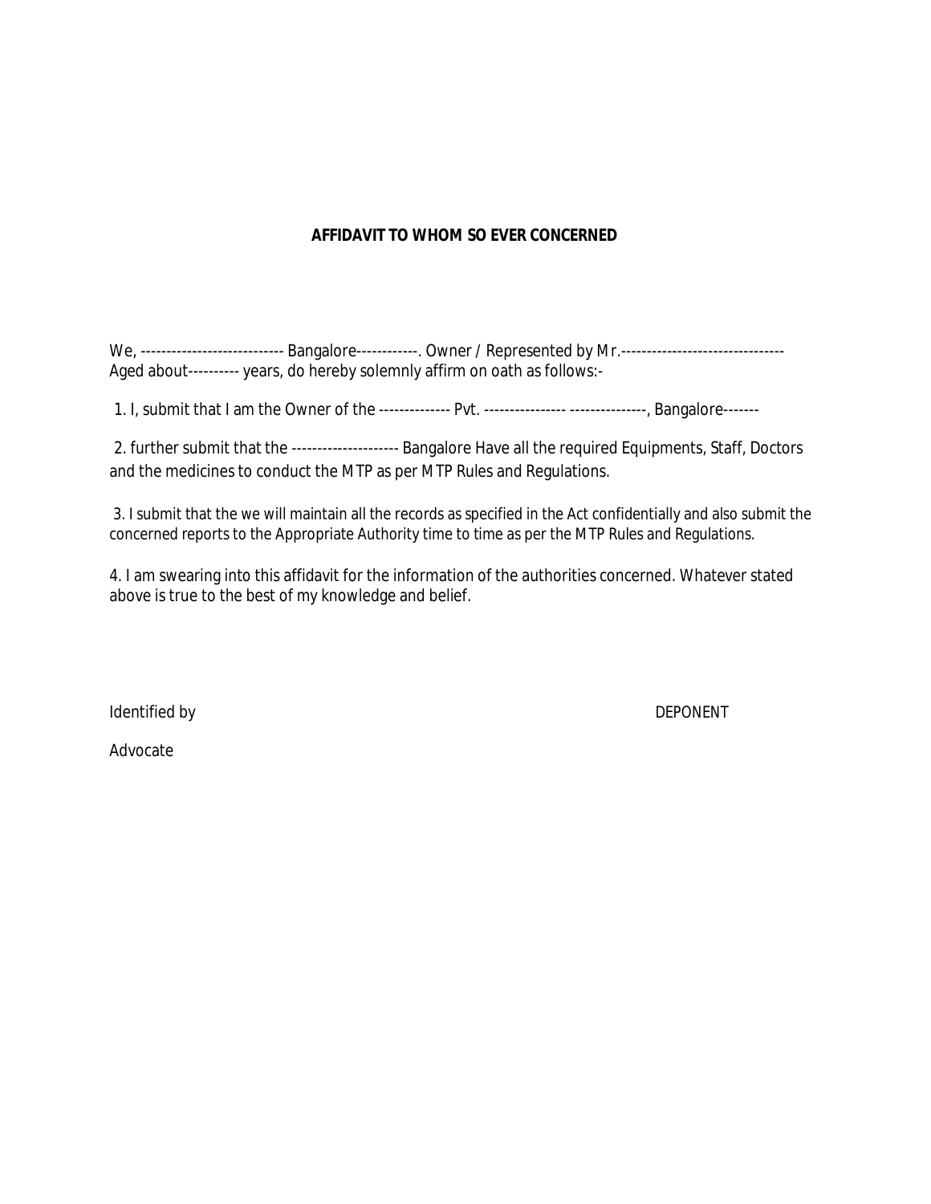**AFFIDAVIT TO WHOM SO EVER CONCERNED**

We, ---------------------------- Bangalore------------. Owner / Represented by Mr.--------------------------------
Aged about---------- years, do hereby solemnly affirm on oath as follows:-

1. I, submit that I am the Owner of the -------------- Pvt. ---------------- ---------------, Bangalore-------

2. further submit that the --------------------- Bangalore Have all the required Equipments, Staff, Doctors and the medicines to conduct the MTP as per MTP Rules and Regulations.

3. I submit that the we will maintain all the records as specified in the Act confidentially and also submit the concerned reports to the Appropriate Authority time to time as per the MTP Rules and Regulations.

4. I am swearing into this affidavit for the information of the authorities concerned. Whatever stated above is true to the best of my knowledge and belief.

Identified by DEPONENT

Advocate